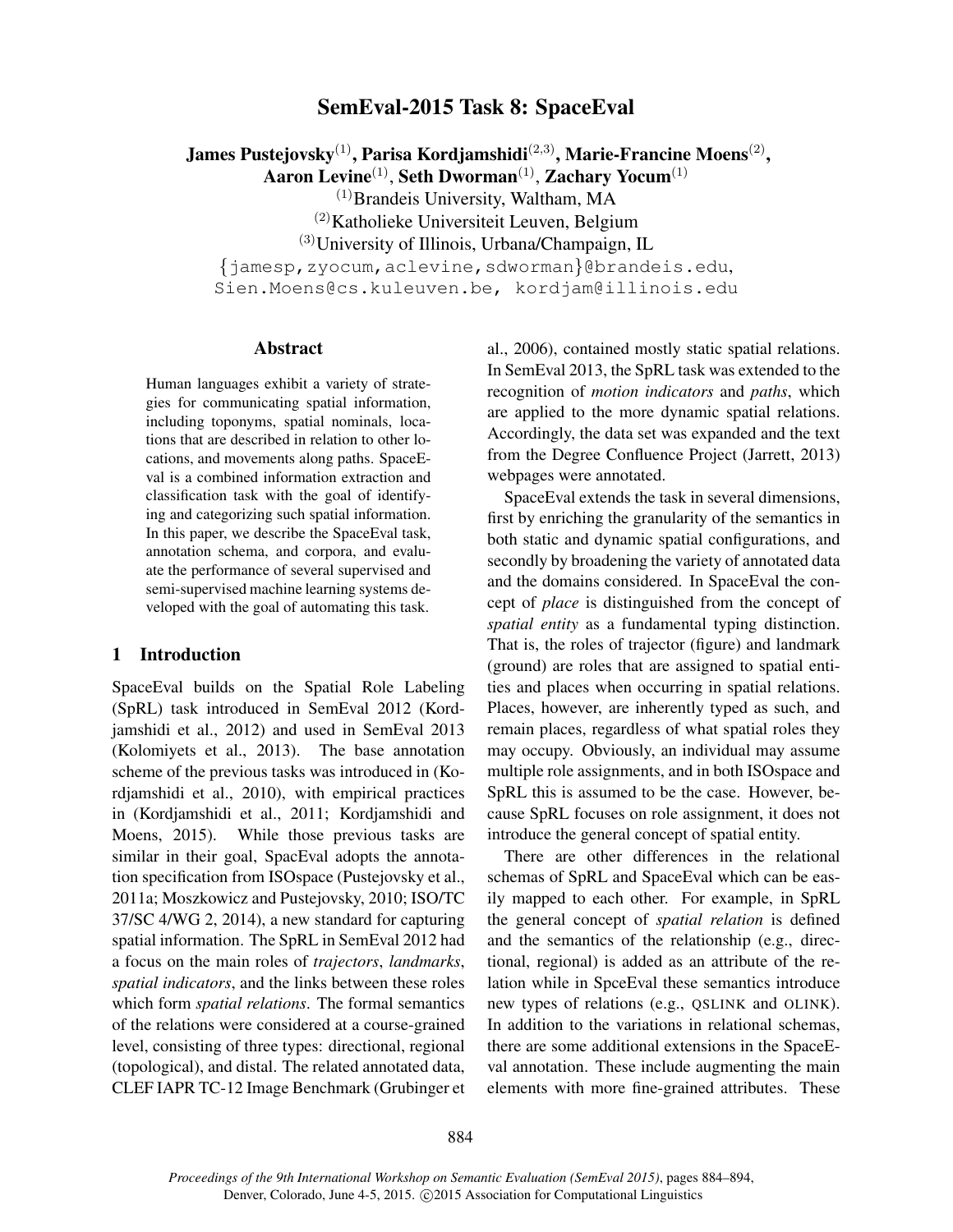# SemEval-2015 Task 8: SpaceEval

**James Pustejovsky[1], Parisa Kordjamshidi[2,3], Marie-Francine Moens[2], Aaron Levine[1], Seth Dworman[1], Zachary Yocum[1]**

[1]Brandeis University, Waltham, MA
[2]Katholieke Universiteit Leuven, Belgium
[3]University of Illinois, Urbana/Champaign, IL

{jamesp,zyocum,aclevine,sdworman}@brandeis.edu, Sien.Moens@cs.kuleuven.be, kordjam@illinois.edu

## Abstract

Human languages exhibit a variety of strategies for communicating spatial information, including toponyms, spatial nominals, locations that are described in relation to other locations, and movements along paths. SpaceEval is a combined information extraction and classification task with the goal of identifying and categorizing such spatial information. In this paper, we describe the SpaceEval task, annotation schema, and corpora, and evaluate the performance of several supervised and semi-supervised machine learning systems developed with the goal of automating this task.

## 1 Introduction

SpaceEval builds on the Spatial Role Labeling (SpRL) task introduced in SemEval 2012 (Kordjamshidi et al., 2012) and used in SemEval 2013 (Kolomiyets et al., 2013). The base annotation scheme of the previous tasks was introduced in (Kordjamshidi et al., 2010), with empirical practices in (Kordjamshidi et al., 2011; Kordjamshidi and Moens, 2015). While those previous tasks are similar in their goal, SpacEval adopts the annotation specification from ISOspace (Pustejovsky et al., 2011a; Moszkowicz and Pustejovsky, 2010; ISO/TC 37/SC 4/WG 2, 2014), a new standard for capturing spatial information. The SpRL in SemEval 2012 had a focus on the main roles of *trajectors*, *landmarks*, *spatial indicators*, and the links between these roles which form *spatial relations*. The formal semantics of the relations were considered at a course-grained level, consisting of three types: directional, regional (topological), and distal. The related annotated data, CLEF IAPR TC-12 Image Benchmark (Grubinger et al., 2006), contained mostly static spatial relations. In SemEval 2013, the SpRL task was extended to the recognition of *motion indicators* and *paths*, which are applied to the more dynamic spatial relations. Accordingly, the data set was expanded and the text from the Degree Confluence Project (Jarrett, 2013) webpages were annotated.

SpaceEval extends the task in several dimensions, first by enriching the granularity of the semantics in both static and dynamic spatial configurations, and secondly by broadening the variety of annotated data and the domains considered. In SpaceEval the concept of *place* is distinguished from the concept of *spatial entity* as a fundamental typing distinction. That is, the roles of trajector (figure) and landmark (ground) are roles that are assigned to spatial entities and places when occurring in spatial relations. Places, however, are inherently typed as such, and remain places, regardless of what spatial roles they may occupy. Obviously, an individual may assume multiple role assignments, and in both ISOspace and SpRL this is assumed to be the case. However, because SpRL focuses on role assignment, it does not introduce the general concept of spatial entity.

There are other differences in the relational schemas of SpRL and SpaceEval which can be easily mapped to each other. For example, in SpRL the general concept of *spatial relation* is defined and the semantics of the relationship (e.g., directional, regional) is added as an attribute of the relation while in SpceEval these semantics introduce new types of relations (e.g., QSLINK and OLINK). In addition to the variations in relational schemas, there are some additional extensions in the SpaceEval annotation. These include augmenting the main elements with more fine-grained attributes. These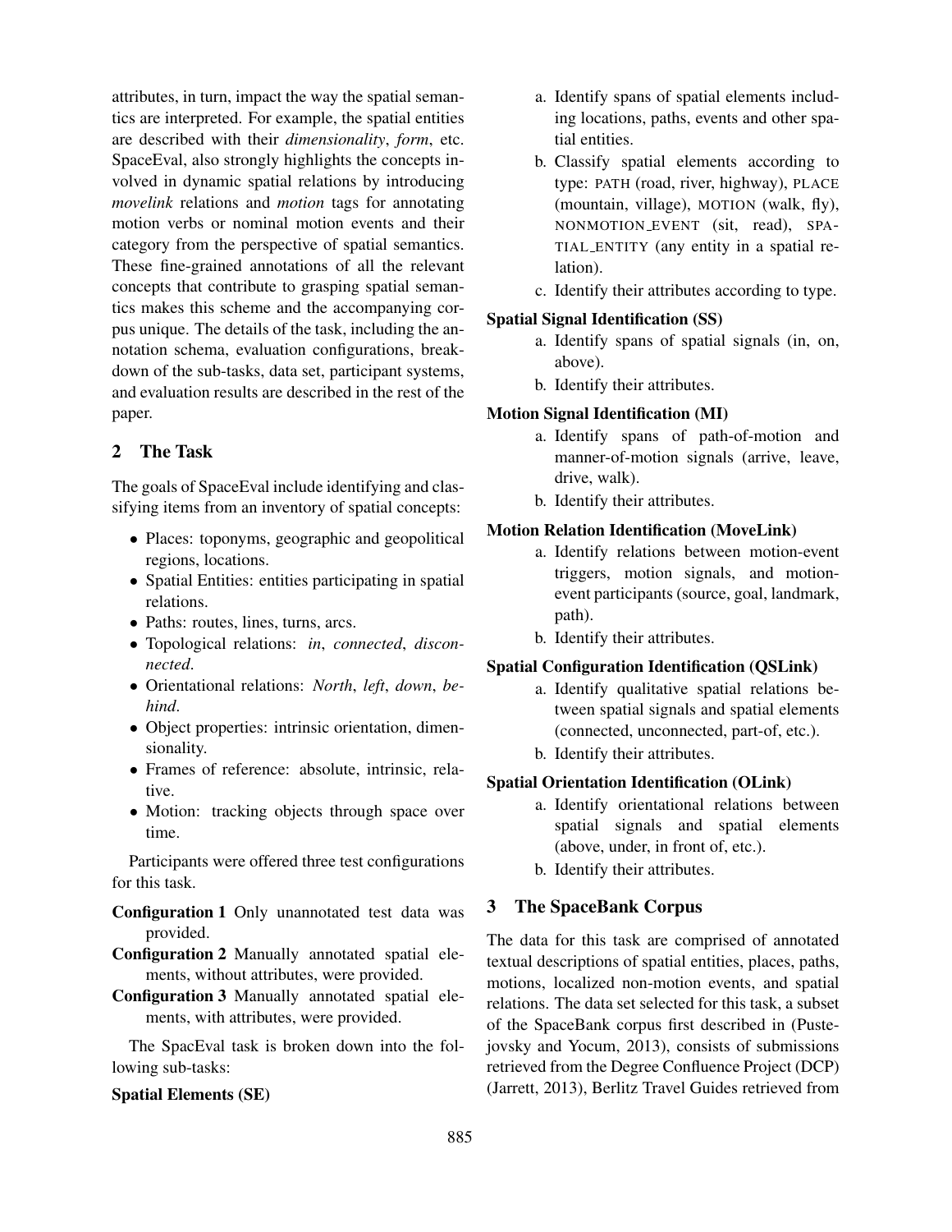attributes, in turn, impact the way the spatial semantics are interpreted. For example, the spatial entities are described with their *dimensionality*, *form*, etc. SpaceEval, also strongly highlights the concepts involved in dynamic spatial relations by introducing *movelink* relations and *motion* tags for annotating motion verbs or nominal motion events and their category from the perspective of spatial semantics. These fine-grained annotations of all the relevant concepts that contribute to grasping spatial semantics makes this scheme and the accompanying corpus unique. The details of the task, including the annotation schema, evaluation configurations, breakdown of the sub-tasks, data set, participant systems, and evaluation results are described in the rest of the paper.

## 2 The Task

The goals of SpaceEval include identifying and classifying items from an inventory of spatial concepts:

- Places: toponyms, geographic and geopolitical regions, locations.
- Spatial Entities: entities participating in spatial relations.
- Paths: routes, lines, turns, arcs.
- Topological relations: *in*, *connected*, *disconnected*.
- Orientational relations: *North*, *left*, *down*, *behind*.
- Object properties: intrinsic orientation, dimensionality.
- Frames of reference: absolute, intrinsic, relative.
- Motion: tracking objects through space over time.

Participants were offered three test configurations for this task.

**Configuration 1** Only unannotated test data was provided.

**Configuration 2** Manually annotated spatial elements, without attributes, were provided.

**Configuration 3** Manually annotated spatial elements, with attributes, were provided.

The SpacEval task is broken down into the following sub-tasks:

**Spatial Elements (SE)**

a. Identify spans of spatial elements including locations, paths, events and other spatial entities.

b. Classify spatial elements according to type: PATH (road, river, highway), PLACE (mountain, village), MOTION (walk, fly), NONMOTION_EVENT (sit, read), SPATIAL_ENTITY (any entity in a spatial relation).

c. Identify their attributes according to type.

**Spatial Signal Identification (SS)**

a. Identify spans of spatial signals (in, on, above).

b. Identify their attributes.

**Motion Signal Identification (MI)**

a. Identify spans of path-of-motion and manner-of-motion signals (arrive, leave, drive, walk).

b. Identify their attributes.

**Motion Relation Identification (MoveLink)**

a. Identify relations between motion-event triggers, motion signals, and motion-event participants (source, goal, landmark, path).

b. Identify their attributes.

**Spatial Configuration Identification (QSLink)**

a. Identify qualitative spatial relations between spatial signals and spatial elements (connected, unconnected, part-of, etc.).

b. Identify their attributes.

**Spatial Orientation Identification (OLink)**

a. Identify orientational relations between spatial signals and spatial elements (above, under, in front of, etc.).

b. Identify their attributes.

## 3 The SpaceBank Corpus

The data for this task are comprised of annotated textual descriptions of spatial entities, places, paths, motions, localized non-motion events, and spatial relations. The data set selected for this task, a subset of the SpaceBank corpus first described in (Pustejovsky and Yocum, 2013), consists of submissions retrieved from the Degree Confluence Project (DCP) (Jarrett, 2013), Berlitz Travel Guides retrieved from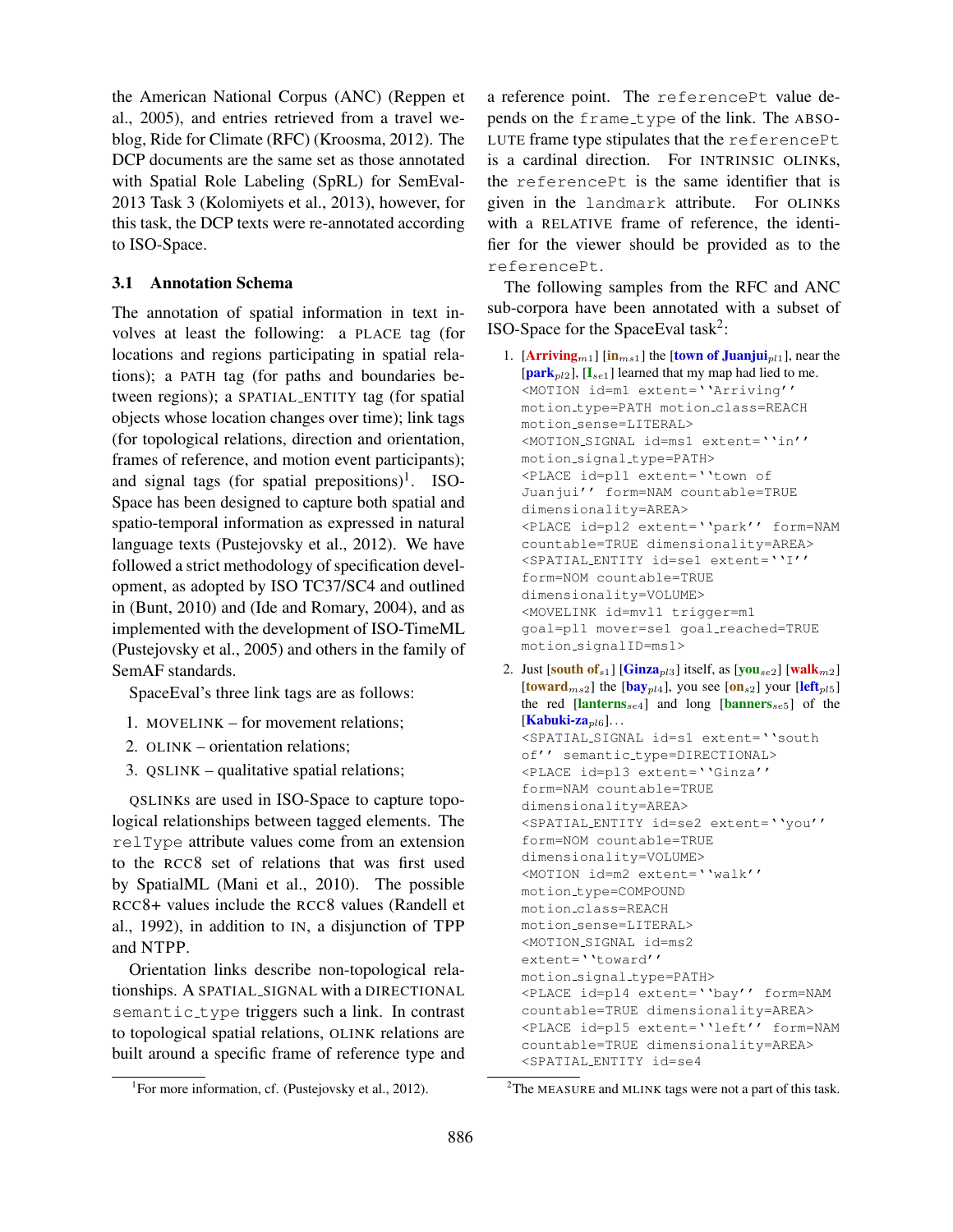the American National Corpus (ANC) (Reppen et al., 2005), and entries retrieved from a travel weblog, Ride for Climate (RFC) (Kroosma, 2012). The DCP documents are the same set as those annotated with Spatial Role Labeling (SpRL) for SemEval-2013 Task 3 (Kolomiyets et al., 2013), however, for this task, the DCP texts were re-annotated according to ISO-Space.

### 3.1 Annotation Schema

The annotation of spatial information in text involves at least the following: a PLACE tag (for locations and regions participating in spatial relations); a PATH tag (for paths and boundaries between regions); a SPATIAL_ENTITY tag (for spatial objects whose location changes over time); link tags (for topological relations, direction and orientation, frames of reference, and motion event participants); and signal tags (for spatial prepositions)[1]. ISO-Space has been designed to capture both spatial and spatio-temporal information as expressed in natural language texts (Pustejovsky et al., 2012). We have followed a strict methodology of specification development, as adopted by ISO TC37/SC4 and outlined in (Bunt, 2010) and (Ide and Romary, 2004), and as implemented with the development of ISO-TimeML (Pustejovsky et al., 2005) and others in the family of SemAF standards.

SpaceEval's three link tags are as follows:

1. MOVELINK – for movement relations;
2. OLINK – orientation relations;
3. QSLINK – qualitative spatial relations;

QSLINKs are used in ISO-Space to capture topological relationships between tagged elements. The `relType` attribute values come from an extension to the RCC8 set of relations that was first used by SpatialML (Mani et al., 2010). The possible RCC8+ values include the RCC8 values (Randell et al., 1992), in addition to IN, a disjunction of TPP and NTPP.

Orientation links describe non-topological relationships. A SPATIAL_SIGNAL with a DIRECTIONAL `semantic_type` triggers such a link. In contrast to topological spatial relations, OLINK relations are built around a specific frame of reference type and a reference point. The `referencePt` value depends on the `frame_type` of the link. The ABSOLUTE frame type stipulates that the `referencePt` is a cardinal direction. For INTRINSIC OLINKs, the `referencePt` is the same identifier that is given in the `landmark` attribute. For OLINKs with a RELATIVE frame of reference, the identifier for the viewer should be provided as to the `referencePt`.

The following samples from the RFC and ANC sub-corpora have been annotated with a subset of ISO-Space for the SpaceEval task[2]:

1. [Arriving$_{m1}$] [in$_{ms1}$] the [town of Juanjui$_{pl1}$], near the [park$_{pl2}$], [I$_{se1}$] learned that my map had lied to me.

```
<MOTION id=m1 extent=``Arriving''
motion_type=PATH motion_class=REACH
motion_sense=LITERAL>
<MOTION_SIGNAL id=ms1 extent=``in''
motion_signal_type=PATH>
<PLACE id=pl1 extent=``town of
Juanjui'' form=NAM countable=TRUE
dimensionality=AREA>
<PLACE id=pl2 extent=``park'' form=NAM
countable=TRUE dimensionality=AREA>
<SPATIAL_ENTITY id=se1 extent=``I''
form=NOM countable=TRUE
dimensionality=VOLUME>
<MOVELINK id=mvl1 trigger=m1
goal=pl1 mover=se1 goal_reached=TRUE
motion_signalID=ms1>
```

2. Just [south of$_{s1}$] [Ginza$_{pl3}$] itself, as [you$_{se2}$] [walk$_{m2}$] [toward$_{ms2}$] the [bay$_{pl4}$], you see [on$_{s2}$] your [left$_{pl5}$] the red [lanterns$_{se4}$] and long [banners$_{se5}$] of the [Kabuki-za$_{pl6}$]...

```
<SPATIAL_SIGNAL id=s1 extent=``south
of'' semantic_type=DIRECTIONAL>
<PLACE id=pl3 extent=``Ginza''
form=NAM countable=TRUE
dimensionality=AREA>
<SPATIAL_ENTITY id=se2 extent=``you''
form=NOM countable=TRUE
dimensionality=VOLUME>
<MOTION id=m2 extent=``walk''
motion_type=COMPOUND
motion_class=REACH
motion_sense=LITERAL>
<MOTION_SIGNAL id=ms2
extent=``toward''
motion_signal_type=PATH>
<PLACE id=pl4 extent=``bay'' form=NAM
countable=TRUE dimensionality=AREA>
<PLACE id=pl5 extent=``left'' form=NAM
countable=TRUE dimensionality=AREA>
<SPATIAL_ENTITY id=se4
```

[1] For more information, cf. (Pustejovsky et al., 2012).

[2] The MEASURE and MLINK tags were not a part of this task.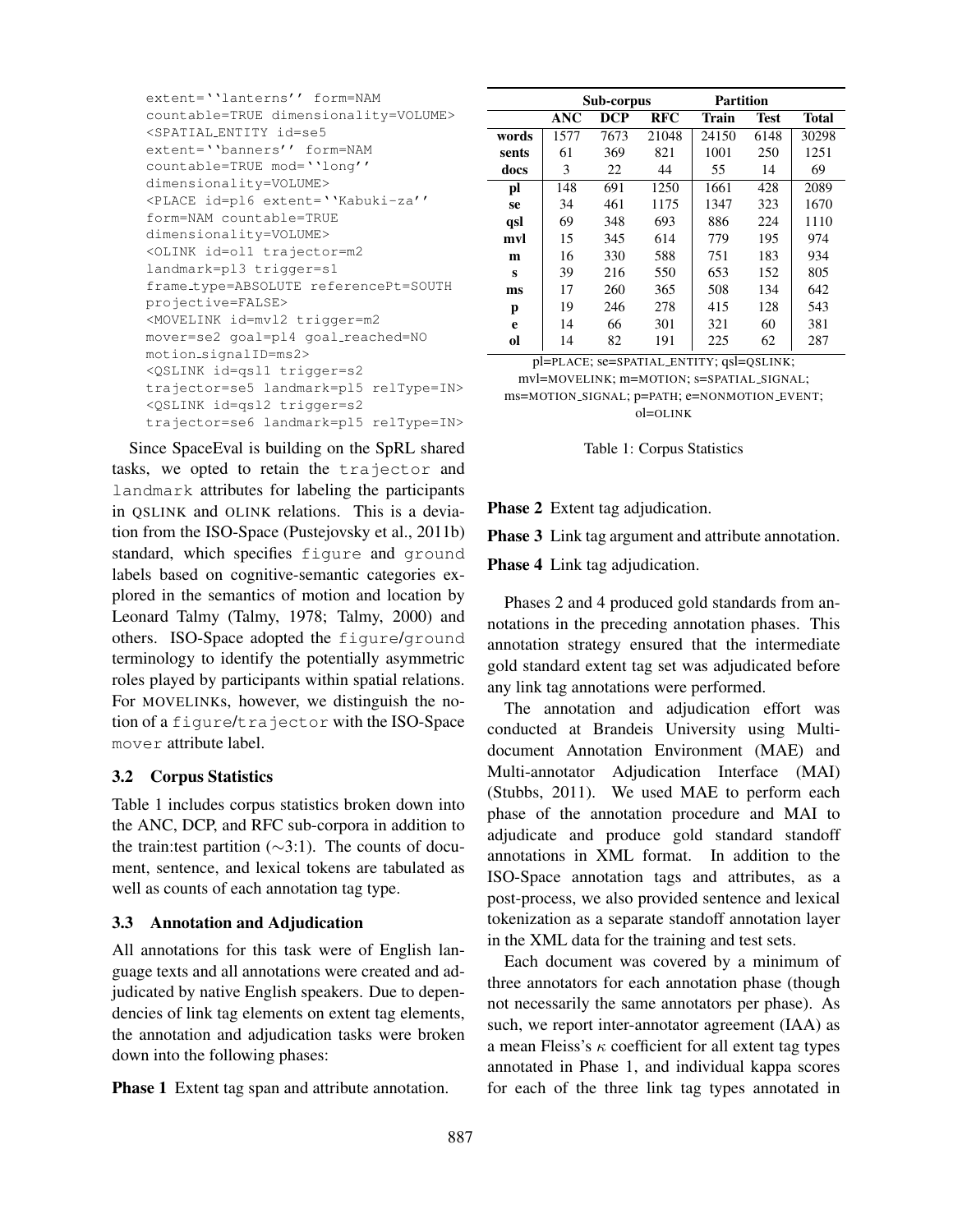```
extent=''lanterns'' form=NAM
countable=TRUE dimensionality=VOLUME>
<SPATIAL_ENTITY id=se5
extent=''banners'' form=NAM
countable=TRUE mod=''long''
dimensionality=VOLUME>
<PLACE id=pl6 extent=''Kabuki-za''
form=NAM countable=TRUE
dimensionality=VOLUME>
<OLINK id=ol1 trajector=m2
landmark=pl3 trigger=s1
frame_type=ABSOLUTE referencePt=SOUTH
projective=FALSE>
<MOVELINK id=mvl2 trigger=m2
mover=se2 goal=pl4 goal_reached=NO
motion_signalID=ms2>
<QSLINK id=qsl1 trigger=s2
trajector=se5 landmark=pl5 relType=IN>
<QSLINK id=qsl2 trigger=s2
trajector=se6 landmark=pl5 relType=IN>
```

Since SpaceEval is building on the SpRL shared tasks, we opted to retain the trajector and landmark attributes for labeling the participants in QSLINK and OLINK relations. This is a deviation from the ISO-Space (Pustejovsky et al., 2011b) standard, which specifies figure and ground labels based on cognitive-semantic categories explored in the semantics of motion and location by Leonard Talmy (Talmy, 1978; Talmy, 2000) and others. ISO-Space adopted the figure/ground terminology to identify the potentially asymmetric roles played by participants within spatial relations. For MOVELINKs, however, we distinguish the notion of a figure/trajector with the ISO-Space mover attribute label.

### 3.2 Corpus Statistics

Table 1 includes corpus statistics broken down into the ANC, DCP, and RFC sub-corpora in addition to the train:test partition (∼3:1). The counts of document, sentence, and lexical tokens are tabulated as well as counts of each annotation tag type.

| | Sub-corpus | | | Partition | | |
|---|---|---|---|---|---|---|
| | **ANC** | **DCP** | **RFC** | **Train** | **Test** | **Total** |
| **words** | 1577 | 7673 | 21048 | 24150 | 6148 | 30298 |
| **sents** | 61 | 369 | 821 | 1001 | 250 | 1251 |
| **docs** | 3 | 22 | 44 | 55 | 14 | 69 |
| **pl** | 148 | 691 | 1250 | 1661 | 428 | 2089 |
| **se** | 34 | 461 | 1175 | 1347 | 323 | 1670 |
| **qsl** | 69 | 348 | 693 | 886 | 224 | 1110 |
| **mvl** | 15 | 345 | 614 | 779 | 195 | 974 |
| **m** | 16 | 330 | 588 | 751 | 183 | 934 |
| **s** | 39 | 216 | 550 | 653 | 152 | 805 |
| **ms** | 17 | 260 | 365 | 508 | 134 | 642 |
| **p** | 19 | 246 | 278 | 415 | 128 | 543 |
| **e** | 14 | 66 | 301 | 321 | 60 | 381 |
| **ol** | 14 | 82 | 191 | 225 | 62 | 287 |

pl=PLACE; se=SPATIAL_ENTITY; qsl=QSLINK; mvl=MOVELINK; m=MOTION; s=SPATIAL_SIGNAL; ms=MOTION_SIGNAL; p=PATH; e=NONMOTION_EVENT; ol=OLINK

Table 1: Corpus Statistics

### 3.3 Annotation and Adjudication

All annotations for this task were of English language texts and all annotations were created and adjudicated by native English speakers. Due to dependencies of link tag elements on extent tag elements, the annotation and adjudication tasks were broken down into the following phases:

**Phase 1** Extent tag span and attribute annotation.

**Phase 2** Extent tag adjudication.

**Phase 3** Link tag argument and attribute annotation.

**Phase 4** Link tag adjudication.

Phases 2 and 4 produced gold standards from annotations in the preceding annotation phases. This annotation strategy ensured that the intermediate gold standard extent tag set was adjudicated before any link tag annotations were performed.

The annotation and adjudication effort was conducted at Brandeis University using Multi-document Annotation Environment (MAE) and Multi-annotator Adjudication Interface (MAI) (Stubbs, 2011). We used MAE to perform each phase of the annotation procedure and MAI to adjudicate and produce gold standard standoff annotations in XML format. In addition to the ISO-Space annotation tags and attributes, as a post-process, we also provided sentence and lexical tokenization as a separate standoff annotation layer in the XML data for the training and test sets.

Each document was covered by a minimum of three annotators for each annotation phase (though not necessarily the same annotators per phase). As such, we report inter-annotator agreement (IAA) as a mean Fleiss's $\kappa$ coefficient for all extent tag types annotated in Phase 1, and individual kappa scores for each of the three link tag types annotated in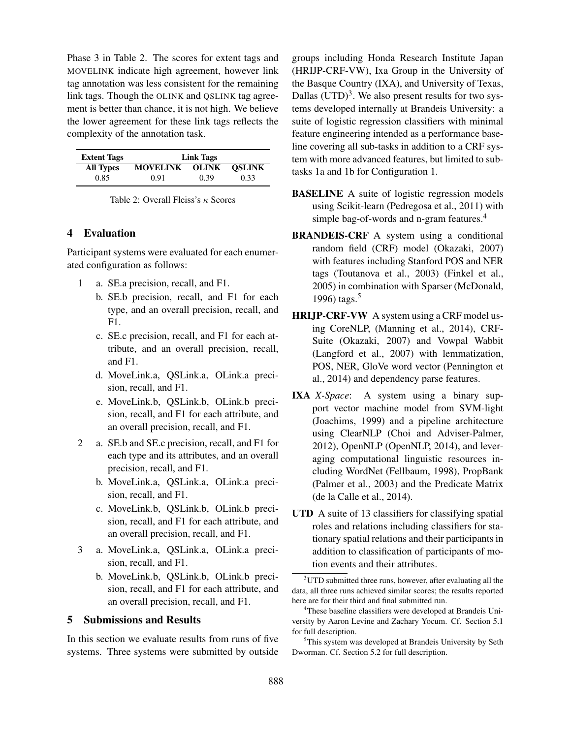Phase 3 in Table 2. The scores for extent tags and MOVELINK indicate high agreement, however link tag annotation was less consistent for the remaining link tags. Though the OLINK and QSLINK tag agreement is better than chance, it is not high. We believe the lower agreement for these link tags reflects the complexity of the annotation task.

| Extent Tags | Link Tags | | |
|---|---|---|---|
| **All Types** | **MOVELINK** | **OLINK** | **QSLINK** |
| 0.85 | 0.91 | 0.39 | 0.33 |

Table 2: Overall Fleiss's $\kappa$ Scores

## 4 Evaluation

Participant systems were evaluated for each enumerated configuration as follows:

1. a. SE.a precision, recall, and F1.
   b. SE.b precision, recall, and F1 for each type, and an overall precision, recall, and F1.
   c. SE.c precision, recall, and F1 for each attribute, and an overall precision, recall, and F1.
   d. MoveLink.a, QSLink.a, OLink.a precision, recall, and F1.
   e. MoveLink.b, QSLink.b, OLink.b precision, recall, and F1 for each attribute, and an overall precision, recall, and F1.
2. a. SE.b and SE.c precision, recall, and F1 for each type and its attributes, and an overall precision, recall, and F1.
   b. MoveLink.a, QSLink.a, OLink.a precision, recall, and F1.
   c. MoveLink.b, QSLink.b, OLink.b precision, recall, and F1 for each attribute, and an overall precision, recall, and F1.
3. a. MoveLink.a, QSLink.a, OLink.a precision, recall, and F1.
   b. MoveLink.b, QSLink.b, OLink.b precision, recall, and F1 for each attribute, and an overall precision, recall, and F1.

## 5 Submissions and Results

In this section we evaluate results from runs of five systems. Three systems were submitted by outside groups including Honda Research Institute Japan (HRIJP-CRF-VW), Ixa Group in the University of the Basque Country (IXA), and University of Texas, Dallas (UTD)[3]. We also present results for two systems developed internally at Brandeis University: a suite of logistic regression classifiers with minimal feature engineering intended as a performance baseline covering all sub-tasks in addition to a CRF system with more advanced features, but limited to subtasks 1a and 1b for Configuration 1.

**BASELINE** A suite of logistic regression models using Scikit-learn (Pedregosa et al., 2011) with simple bag-of-words and n-gram features.[4]

**BRANDEIS-CRF** A system using a conditional random field (CRF) model (Okazaki, 2007) with features including Stanford POS and NER tags (Toutanova et al., 2003) (Finkel et al., 2005) in combination with Sparser (McDonald, 1996) tags.[5]

**HRIJP-CRF-VW** A system using a CRF model using CoreNLP, (Manning et al., 2014), CRF-Suite (Okazaki, 2007) and Vowpal Wabbit (Langford et al., 2007) with lemmatization, POS, NER, GloVe word vector (Pennington et al., 2014) and dependency parse features.

**IXA** *X-Space*: A system using a binary support vector machine model from SVM-light (Joachims, 1999) and a pipeline architecture using ClearNLP (Choi and Adviser-Palmer, 2012), OpenNLP (OpenNLP, 2014), and leveraging computational linguistic resources including WordNet (Fellbaum, 1998), PropBank (Palmer et al., 2003) and the Predicate Matrix (de la Calle et al., 2014).

**UTD** A suite of 13 classifiers for classifying spatial roles and relations including classifiers for stationary spatial relations and their participants in addition to classification of participants of motion events and their attributes.

[3] UTD submitted three runs, however, after evaluating all the data, all three runs achieved similar scores; the results reported here are for their third and final submitted run.

[4] These baseline classifiers were developed at Brandeis University by Aaron Levine and Zachary Yocum. Cf. Section 5.1 for full description.

[5] This system was developed at Brandeis University by Seth Dworman. Cf. Section 5.2 for full description.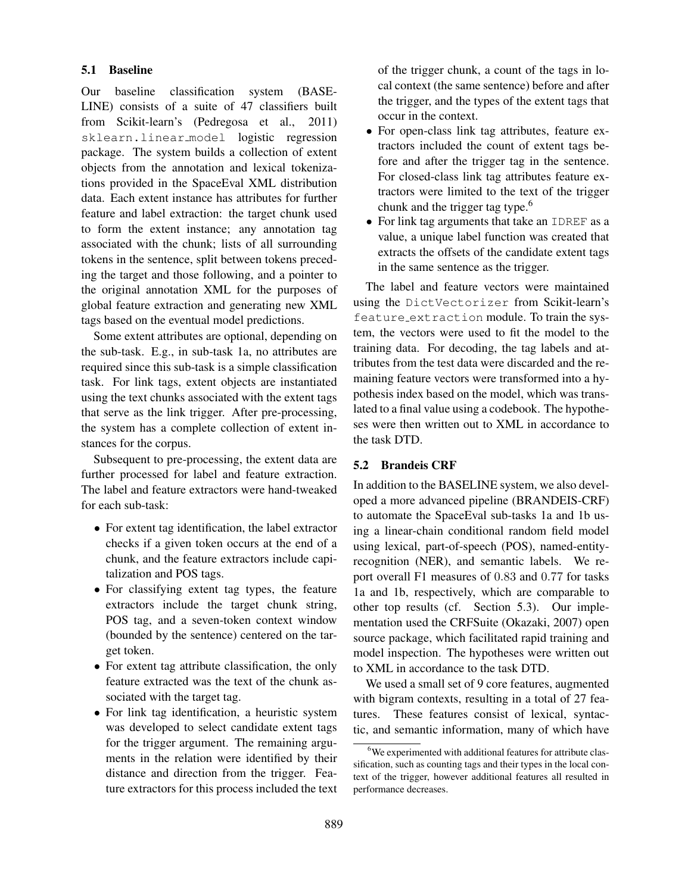### 5.1 Baseline

Our baseline classification system (BASELINE) consists of a suite of 47 classifiers built from Scikit-learn's (Pedregosa et al., 2011) `sklearn.linear_model` logistic regression package. The system builds a collection of extent objects from the annotation and lexical tokenizations provided in the SpaceEval XML distribution data. Each extent instance has attributes for further feature and label extraction: the target chunk used to form the extent instance; any annotation tag associated with the chunk; lists of all surrounding tokens in the sentence, split between tokens preceding the target and those following, and a pointer to the original annotation XML for the purposes of global feature extraction and generating new XML tags based on the eventual model predictions.

Some extent attributes are optional, depending on the sub-task. E.g., in sub-task 1a, no attributes are required since this sub-task is a simple classification task. For link tags, extent objects are instantiated using the text chunks associated with the extent tags that serve as the link trigger. After pre-processing, the system has a complete collection of extent instances for the corpus.

Subsequent to pre-processing, the extent data are further processed for label and feature extraction. The label and feature extractors were hand-tweaked for each sub-task:

- For extent tag identification, the label extractor checks if a given token occurs at the end of a chunk, and the feature extractors include capitalization and POS tags.
- For classifying extent tag types, the feature extractors include the target chunk string, POS tag, and a seven-token context window (bounded by the sentence) centered on the target token.
- For extent tag attribute classification, the only feature extracted was the text of the chunk associated with the target tag.
- For link tag identification, a heuristic system was developed to select candidate extent tags for the trigger argument. The remaining arguments in the relation were identified by their distance and direction from the trigger. Feature extractors for this process included the text of the trigger chunk, a count of the tags in local context (the same sentence) before and after the trigger, and the types of the extent tags that occur in the context.
- For open-class link tag attributes, feature extractors included the count of extent tags before and after the trigger tag in the sentence. For closed-class link tag attributes feature extractors were limited to the text of the trigger chunk and the trigger tag type.[6]
- For link tag arguments that take an `IDREF` as a value, a unique label function was created that extracts the offsets of the candidate extent tags in the same sentence as the trigger.

The label and feature vectors were maintained using the `DictVectorizer` from Scikit-learn's `feature_extraction` module. To train the system, the vectors were used to fit the model to the training data. For decoding, the tag labels and attributes from the test data were discarded and the remaining feature vectors were transformed into a hypothesis index based on the model, which was translated to a final value using a codebook. The hypotheses were then written out to XML in accordance to the task DTD.

### 5.2 Brandeis CRF

In addition to the BASELINE system, we also developed a more advanced pipeline (BRANDEIS-CRF) to automate the SpaceEval sub-tasks 1a and 1b using a linear-chain conditional random field model using lexical, part-of-speech (POS), named-entity-recognition (NER), and semantic labels. We report overall F1 measures of 0.83 and 0.77 for tasks 1a and 1b, respectively, which are comparable to other top results (cf. Section 5.3). Our implementation used the CRFSuite (Okazaki, 2007) open source package, which facilitated rapid training and model inspection. The hypotheses were written out to XML in accordance to the task DTD.

We used a small set of 9 core features, augmented with bigram contexts, resulting in a total of 27 features. These features consist of lexical, syntactic, and semantic information, many of which have

[6] We experimented with additional features for attribute classification, such as counting tags and their types in the local context of the trigger, however additional features all resulted in performance decreases.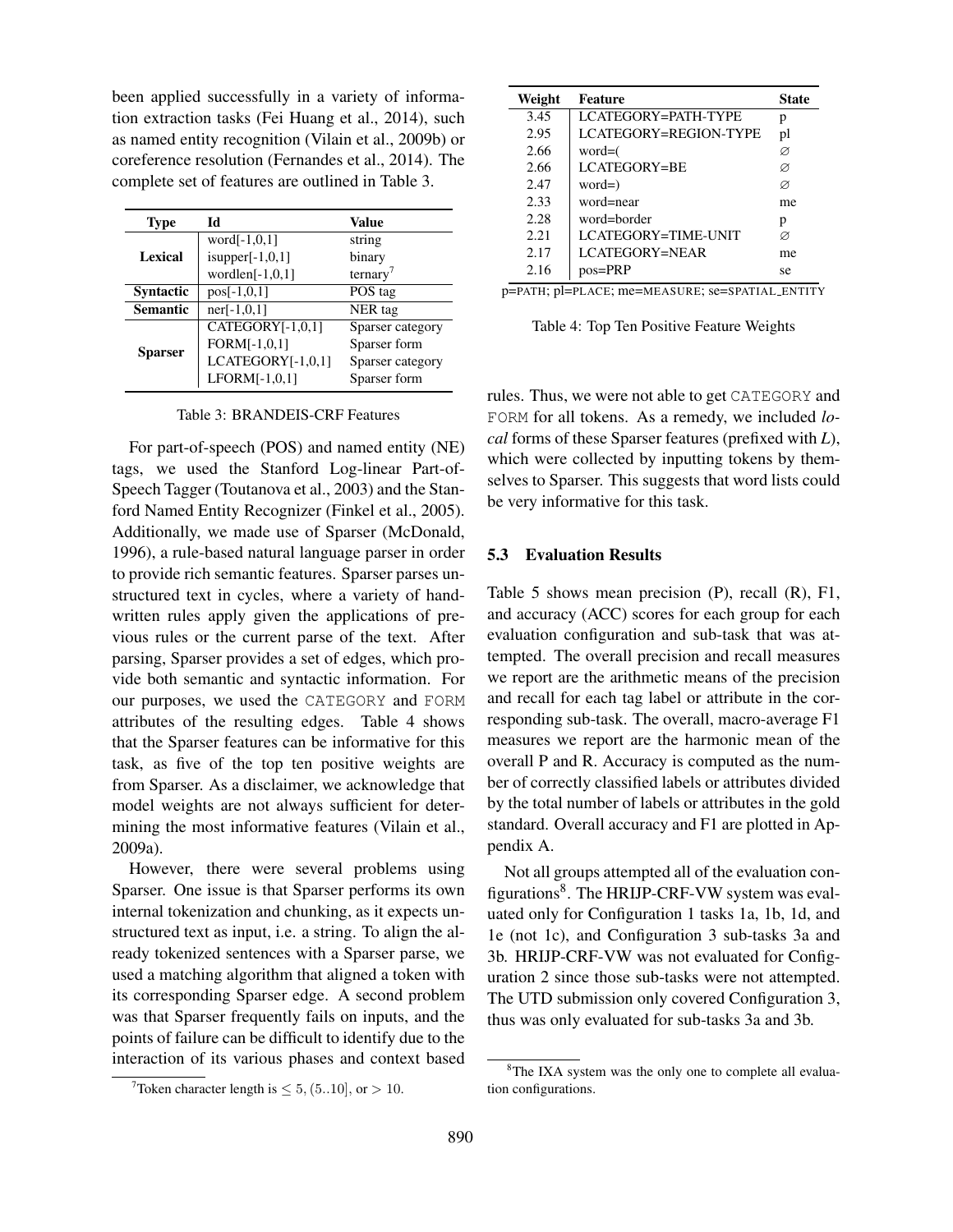been applied successfully in a variety of information extraction tasks (Fei Huang et al., 2014), such as named entity recognition (Vilain et al., 2009b) or coreference resolution (Fernandes et al., 2014). The complete set of features are outlined in Table 3.

| Type | Id | Value |
|---|---|---|
| **Lexical** | word[-1,0,1] | string |
| | isupper[-1,0,1] | binary |
| | wordlen[-1,0,1] | ternary[7] |
| **Syntactic** | pos[-1,0,1] | POS tag |
| **Semantic** | ner[-1,0,1] | NER tag |
| **Sparser** | CATEGORY[-1,0,1] | Sparser category |
| | FORM[-1,0,1] | Sparser form |
| | LCATEGORY[-1,0,1] | Sparser category |
| | LFORM[-1,0,1] | Sparser form |

Table 3: BRANDEIS-CRF Features

For part-of-speech (POS) and named entity (NE) tags, we used the Stanford Log-linear Part-of-Speech Tagger (Toutanova et al., 2003) and the Stanford Named Entity Recognizer (Finkel et al., 2005). Additionally, we made use of Sparser (McDonald, 1996), a rule-based natural language parser in order to provide rich semantic features. Sparser parses unstructured text in cycles, where a variety of handwritten rules apply given the applications of previous rules or the current parse of the text. After parsing, Sparser provides a set of edges, which provide both semantic and syntactic information. For our purposes, we used the CATEGORY and FORM attributes of the resulting edges. Table 4 shows that the Sparser features can be informative for this task, as five of the top ten positive weights are from Sparser. As a disclaimer, we acknowledge that model weights are not always sufficient for determining the most informative features (Vilain et al., 2009a).

However, there were several problems using Sparser. One issue is that Sparser performs its own internal tokenization and chunking, as it expects unstructured text as input, i.e. a string. To align the already tokenized sentences with a Sparser parse, we used a matching algorithm that aligned a token with its corresponding Sparser edge. A second problem was that Sparser frequently fails on inputs, and the points of failure can be difficult to identify due to the interaction of its various phases and context based rules. Thus, we were not able to get CATEGORY and FORM for all tokens. As a remedy, we included *local* forms of these Sparser features (prefixed with *L*), which were collected by inputting tokens by themselves to Sparser. This suggests that word lists could be very informative for this task.

[7] Token character length is $\leq 5$, $(5..10]$, or $> 10$.

| Weight | Feature | State |
|---|---|---|
| 3.45 | LCATEGORY=PATH-TYPE | p |
| 2.95 | LCATEGORY=REGION-TYPE | pl |
| 2.66 | word=( | ∅ |
| 2.66 | LCATEGORY=BE | ∅ |
| 2.47 | word=) | ∅ |
| 2.33 | word=near | me |
| 2.28 | word=border | p |
| 2.21 | LCATEGORY=TIME-UNIT | ∅ |
| 2.17 | LCATEGORY=NEAR | me |
| 2.16 | pos=PRP | se |

p=PATH; pl=PLACE; me=MEASURE; se=SPATIAL_ENTITY

Table 4: Top Ten Positive Feature Weights

### 5.3 Evaluation Results

Table 5 shows mean precision (P), recall (R), F1, and accuracy (ACC) scores for each group for each evaluation configuration and sub-task that was attempted. The overall precision and recall measures we report are the arithmetic means of the precision and recall for each tag label or attribute in the corresponding sub-task. The overall, macro-average F1 measures we report are the harmonic mean of the overall P and R. Accuracy is computed as the number of correctly classified labels or attributes divided by the total number of labels or attributes in the gold standard. Overall accuracy and F1 are plotted in Appendix A.

Not all groups attempted all of the evaluation configurations[8]. The HRIJP-CRF-VW system was evaluated only for Configuration 1 tasks 1a, 1b, 1d, and 1e (not 1c), and Configuration 3 sub-tasks 3a and 3b. HRIJP-CRF-VW was not evaluated for Configuration 2 since those sub-tasks were not attempted. The UTD submission only covered Configuration 3, thus was only evaluated for sub-tasks 3a and 3b.

[8] The IXA system was the only one to complete all evaluation configurations.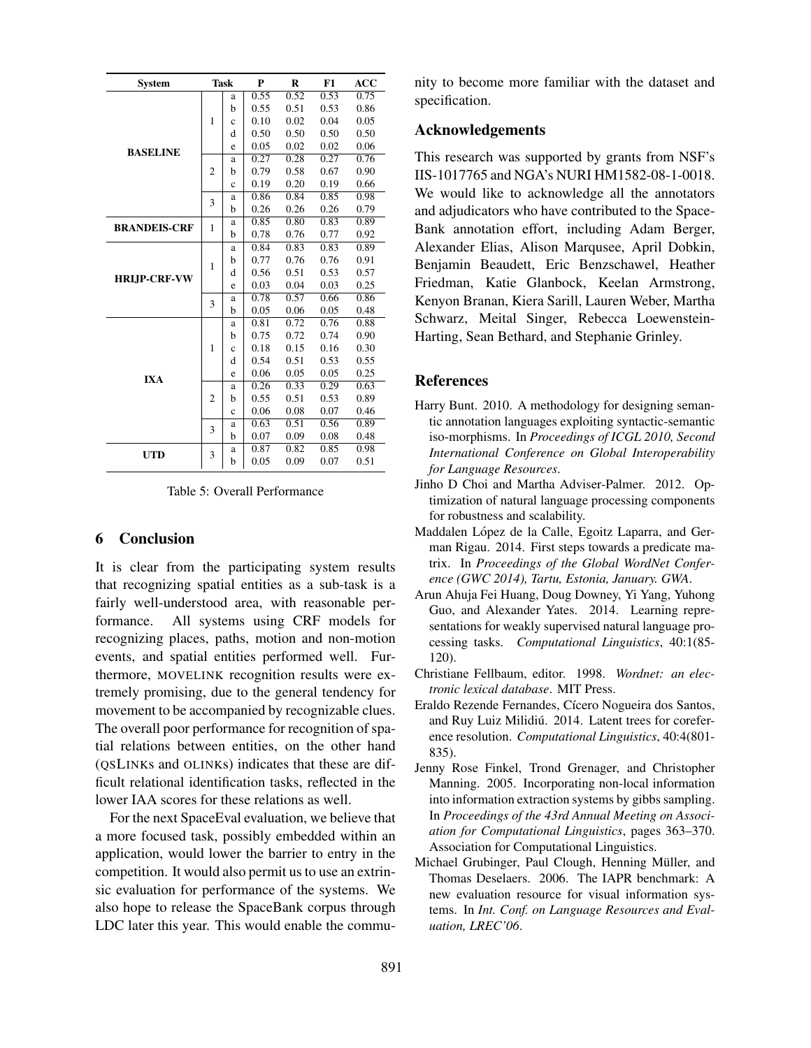| System | Task | | P | R | F1 | ACC |
|---|---|---|---|---|---|---|
| BASELINE | 1 | a | 0.55 | 0.52 | 0.53 | 0.75 |
| | | b | 0.55 | 0.51 | 0.53 | 0.86 |
| | | c | 0.10 | 0.02 | 0.04 | 0.05 |
| | | d | 0.50 | 0.50 | 0.50 | 0.50 |
| | | e | 0.05 | 0.02 | 0.02 | 0.06 |
| | 2 | a | 0.27 | 0.28 | 0.27 | 0.76 |
| | | b | 0.79 | 0.58 | 0.67 | 0.90 |
| | | c | 0.19 | 0.20 | 0.19 | 0.66 |
| | 3 | a | 0.86 | 0.84 | 0.85 | 0.98 |
| | | b | 0.26 | 0.26 | 0.26 | 0.79 |
| BRANDEIS-CRF | 1 | a | 0.85 | 0.80 | 0.83 | 0.89 |
| | | b | 0.78 | 0.76 | 0.77 | 0.92 |
| HRIJP-CRF-VW | 1 | a | 0.84 | 0.83 | 0.83 | 0.89 |
| | | b | 0.77 | 0.76 | 0.76 | 0.91 |
| | | d | 0.56 | 0.51 | 0.53 | 0.57 |
| | | e | 0.03 | 0.04 | 0.03 | 0.25 |
| | 3 | a | 0.78 | 0.57 | 0.66 | 0.86 |
| | | b | 0.05 | 0.06 | 0.05 | 0.48 |
| IXA | 1 | a | 0.81 | 0.72 | 0.76 | 0.88 |
| | | b | 0.75 | 0.72 | 0.74 | 0.90 |
| | | c | 0.18 | 0.15 | 0.16 | 0.30 |
| | | d | 0.54 | 0.51 | 0.53 | 0.55 |
| | | e | 0.06 | 0.05 | 0.05 | 0.25 |
| | 2 | a | 0.26 | 0.33 | 0.29 | 0.63 |
| | | b | 0.55 | 0.51 | 0.53 | 0.89 |
| | | c | 0.06 | 0.08 | 0.07 | 0.46 |
| | 3 | a | 0.63 | 0.51 | 0.56 | 0.89 |
| | | b | 0.07 | 0.09 | 0.08 | 0.48 |
| UTD | 3 | a | 0.87 | 0.82 | 0.85 | 0.98 |
| | | b | 0.05 | 0.09 | 0.07 | 0.51 |

Table 5: Overall Performance

## 6 Conclusion

It is clear from the participating system results that recognizing spatial entities as a sub-task is a fairly well-understood area, with reasonable performance. All systems using CRF models for recognizing places, paths, motion and non-motion events, and spatial entities performed well. Furthermore, MOVELINK recognition results were extremely promising, due to the general tendency for movement to be accompanied by recognizable clues. The overall poor performance for recognition of spatial relations between entities, on the other hand (QSLINKs and OLINKs) indicates that these are difficult relational identification tasks, reflected in the lower IAA scores for these relations as well.

For the next SpaceEval evaluation, we believe that a more focused task, possibly embedded within an application, would lower the barrier to entry in the competition. It would also permit us to use an extrinsic evaluation for performance of the systems. We also hope to release the SpaceBank corpus through LDC later this year. This would enable the community to become more familiar with the dataset and specification.

## Acknowledgements

This research was supported by grants from NSF's IIS-1017765 and NGA's NURI HM1582-08-1-0018. We would like to acknowledge all the annotators and adjudicators who have contributed to the SpaceBank annotation effort, including Adam Berger, Alexander Elias, Alison Marqusee, April Dobkin, Benjamin Beaudett, Eric Benzschawel, Heather Friedman, Katie Glanbock, Keelan Armstrong, Kenyon Branan, Kiera Sarill, Lauren Weber, Martha Schwarz, Meital Singer, Rebecca Loewenstein-Harting, Sean Bethard, and Stephanie Grinley.

## References

Harry Bunt. 2010. A methodology for designing semantic annotation languages exploiting syntactic-semantic iso-morphisms. In *Proceedings of ICGL 2010, Second International Conference on Global Interoperability for Language Resources*.

Jinho D Choi and Martha Adviser-Palmer. 2012. Optimization of natural language processing components for robustness and scalability.

Maddalen López de la Calle, Egoitz Laparra, and German Rigau. 2014. First steps towards a predicate matrix. In *Proceedings of the Global WordNet Conference (GWC 2014), Tartu, Estonia, January. GWA*.

Arun Ahuja Fei Huang, Doug Downey, Yi Yang, Yuhong Guo, and Alexander Yates. 2014. Learning representations for weakly supervised natural language processing tasks. *Computational Linguistics*, 40:1(85-120).

Christiane Fellbaum, editor. 1998. *Wordnet: an electronic lexical database*. MIT Press.

Eraldo Rezende Fernandes, Cícero Nogueira dos Santos, and Ruy Luiz Milidiú. 2014. Latent trees for coreference resolution. *Computational Linguistics*, 40:4(801-835).

Jenny Rose Finkel, Trond Grenager, and Christopher Manning. 2005. Incorporating non-local information into information extraction systems by gibbs sampling. In *Proceedings of the 43rd Annual Meeting on Association for Computational Linguistics*, pages 363–370. Association for Computational Linguistics.

Michael Grubinger, Paul Clough, Henning Müller, and Thomas Deselaers. 2006. The IAPR benchmark: A new evaluation resource for visual information systems. In *Int. Conf. on Language Resources and Evaluation, LREC'06*.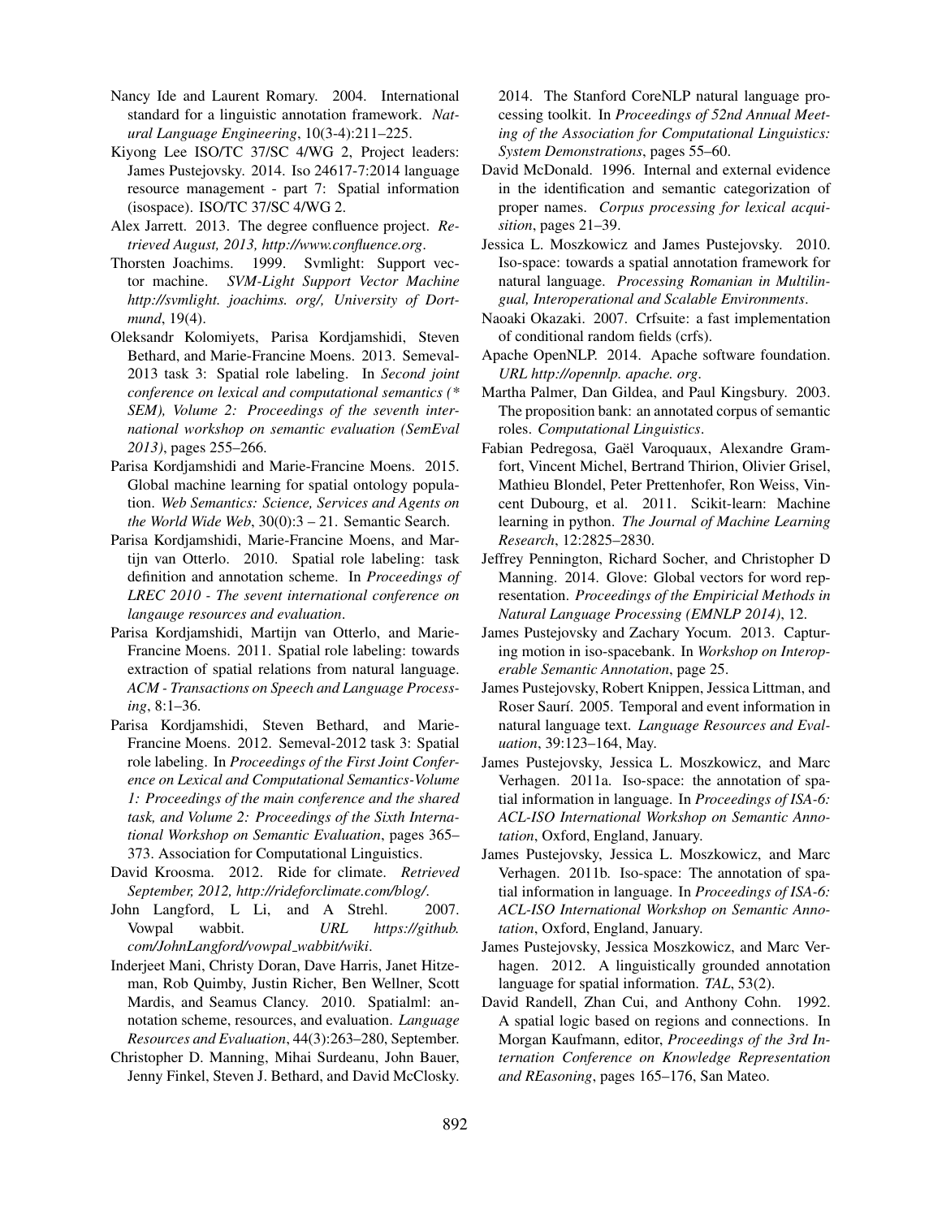Nancy Ide and Laurent Romary. 2004. International standard for a linguistic annotation framework. *Natural Language Engineering*, 10(3-4):211–225.

Kiyong Lee ISO/TC 37/SC 4/WG 2, Project leaders: James Pustejovsky. 2014. Iso 24617-7:2014 language resource management - part 7: Spatial information (isospace). ISO/TC 37/SC 4/WG 2.

Alex Jarrett. 2013. The degree confluence project. *Retrieved August, 2013, http://www.confluence.org*.

Thorsten Joachims. 1999. Svmlight: Support vector machine. *SVM-Light Support Vector Machine http://svmlight. joachims. org/, University of Dortmund*, 19(4).

Oleksandr Kolomiyets, Parisa Kordjamshidi, Steven Bethard, and Marie-Francine Moens. 2013. Semeval-2013 task 3: Spatial role labeling. In *Second joint conference on lexical and computational semantics (* SEM), Volume 2: Proceedings of the seventh international workshop on semantic evaluation (SemEval 2013)*, pages 255–266.

Parisa Kordjamshidi and Marie-Francine Moens. 2015. Global machine learning for spatial ontology population. *Web Semantics: Science, Services and Agents on the World Wide Web*, 30(0):3 – 21. Semantic Search.

Parisa Kordjamshidi, Marie-Francine Moens, and Martijn van Otterlo. 2010. Spatial role labeling: task definition and annotation scheme. In *Proceedings of LREC 2010 - The sevent international conference on langauge resources and evaluation*.

Parisa Kordjamshidi, Martijn van Otterlo, and Marie-Francine Moens. 2011. Spatial role labeling: towards extraction of spatial relations from natural language. *ACM - Transactions on Speech and Language Processing*, 8:1–36.

Parisa Kordjamshidi, Steven Bethard, and Marie-Francine Moens. 2012. Semeval-2012 task 3: Spatial role labeling. In *Proceedings of the First Joint Conference on Lexical and Computational Semantics-Volume 1: Proceedings of the main conference and the shared task, and Volume 2: Proceedings of the Sixth International Workshop on Semantic Evaluation*, pages 365–373. Association for Computational Linguistics.

David Kroosma. 2012. Ride for climate. *Retrieved September, 2012, http://rideforclimate.com/blog/*.

John Langford, L Li, and A Strehl. 2007. Vowpal wabbit. *URL https://github.com/JohnLangford/vowpal_wabbit/wiki*.

Inderjeet Mani, Christy Doran, Dave Harris, Janet Hitzeman, Rob Quimby, Justin Richer, Ben Wellner, Scott Mardis, and Seamus Clancy. 2010. Spatialml: annotation scheme, resources, and evaluation. *Language Resources and Evaluation*, 44(3):263–280, September.

Christopher D. Manning, Mihai Surdeanu, John Bauer, Jenny Finkel, Steven J. Bethard, and David McClosky. 2014. The Stanford CoreNLP natural language processing toolkit. In *Proceedings of 52nd Annual Meeting of the Association for Computational Linguistics: System Demonstrations*, pages 55–60.

David McDonald. 1996. Internal and external evidence in the identification and semantic categorization of proper names. *Corpus processing for lexical acquisition*, pages 21–39.

Jessica L. Moszkowicz and James Pustejovsky. 2010. Iso-space: towards a spatial annotation framework for natural language. *Processing Romanian in Multilingual, Interoperational and Scalable Environments*.

Naoaki Okazaki. 2007. Crfsuite: a fast implementation of conditional random fields (crfs).

Apache OpenNLP. 2014. Apache software foundation. *URL http://opennlp. apache. org*.

Martha Palmer, Dan Gildea, and Paul Kingsbury. 2003. The proposition bank: an annotated corpus of semantic roles. *Computational Linguistics*.

Fabian Pedregosa, Gaël Varoquaux, Alexandre Gramfort, Vincent Michel, Bertrand Thirion, Olivier Grisel, Mathieu Blondel, Peter Prettenhofer, Ron Weiss, Vincent Dubourg, et al. 2011. Scikit-learn: Machine learning in python. *The Journal of Machine Learning Research*, 12:2825–2830.

Jeffrey Pennington, Richard Socher, and Christopher D Manning. 2014. Glove: Global vectors for word representation. *Proceedings of the Empiricial Methods in Natural Language Processing (EMNLP 2014)*, 12.

James Pustejovsky and Zachary Yocum. 2013. Capturing motion in iso-spacebank. In *Workshop on Interoperable Semantic Annotation*, page 25.

James Pustejovsky, Robert Knippen, Jessica Littman, and Roser Saurí. 2005. Temporal and event information in natural language text. *Language Resources and Evaluation*, 39:123–164, May.

James Pustejovsky, Jessica L. Moszkowicz, and Marc Verhagen. 2011a. Iso-space: the annotation of spatial information in language. In *Proceedings of ISA-6: ACL-ISO International Workshop on Semantic Annotation*, Oxford, England, January.

James Pustejovsky, Jessica L. Moszkowicz, and Marc Verhagen. 2011b. Iso-space: The annotation of spatial information in language. In *Proceedings of ISA-6: ACL-ISO International Workshop on Semantic Annotation*, Oxford, England, January.

James Pustejovsky, Jessica Moszkowicz, and Marc Verhagen. 2012. A linguistically grounded annotation language for spatial information. *TAL*, 53(2).

David Randell, Zhan Cui, and Anthony Cohn. 1992. A spatial logic based on regions and connections. In Morgan Kaufmann, editor, *Proceedings of the 3rd Internation Conference on Knowledge Representation and REasoning*, pages 165–176, San Mateo.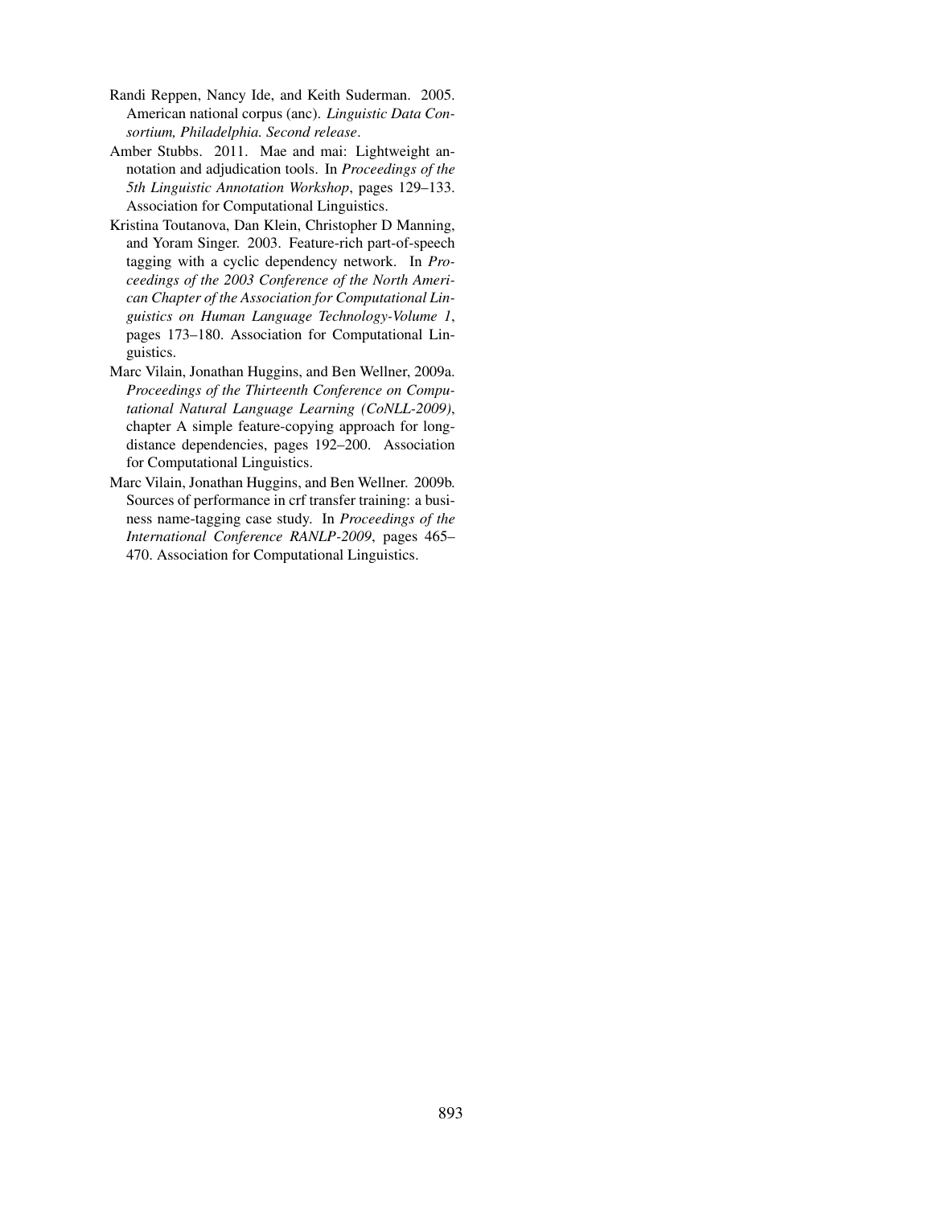Randi Reppen, Nancy Ide, and Keith Suderman. 2005. American national corpus (anc). *Linguistic Data Consortium, Philadelphia. Second release*.

Amber Stubbs. 2011. Mae and mai: Lightweight annotation and adjudication tools. In *Proceedings of the 5th Linguistic Annotation Workshop*, pages 129–133. Association for Computational Linguistics.

Kristina Toutanova, Dan Klein, Christopher D Manning, and Yoram Singer. 2003. Feature-rich part-of-speech tagging with a cyclic dependency network. In *Proceedings of the 2003 Conference of the North American Chapter of the Association for Computational Linguistics on Human Language Technology-Volume 1*, pages 173–180. Association for Computational Linguistics.

Marc Vilain, Jonathan Huggins, and Ben Wellner, 2009a. *Proceedings of the Thirteenth Conference on Computational Natural Language Learning (CoNLL-2009)*, chapter A simple feature-copying approach for long-distance dependencies, pages 192–200. Association for Computational Linguistics.

Marc Vilain, Jonathan Huggins, and Ben Wellner. 2009b. Sources of performance in crf transfer training: a business name-tagging case study. In *Proceedings of the International Conference RANLP-2009*, pages 465–470. Association for Computational Linguistics.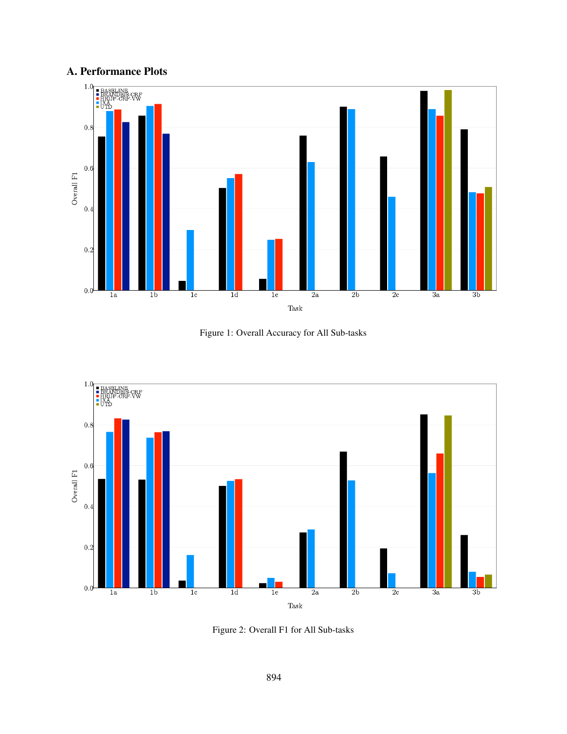## A. Performance Plots

BASELINE
BRANDEIS-CRF
HRIJP-CRF-VW
IXA
UTD

1.0
0.8
0.6
0.4
0.2
0.0

Overall F1

1a 1b 1c 1d 1e 2a 2b 2c 3a 3b

Task

Figure 1: Overall Accuracy for All Sub-tasks

BASELINE
BRANDEIS-CRF
HRIJP-CRF-VW
IXA
UTD

1.0
0.8
0.6
0.4
0.2
0.0

Overall F1

1a 1b 1c 1d 1e 2a 2b 2c 3a 3b

Task

Figure 2: Overall F1 for All Sub-tasks